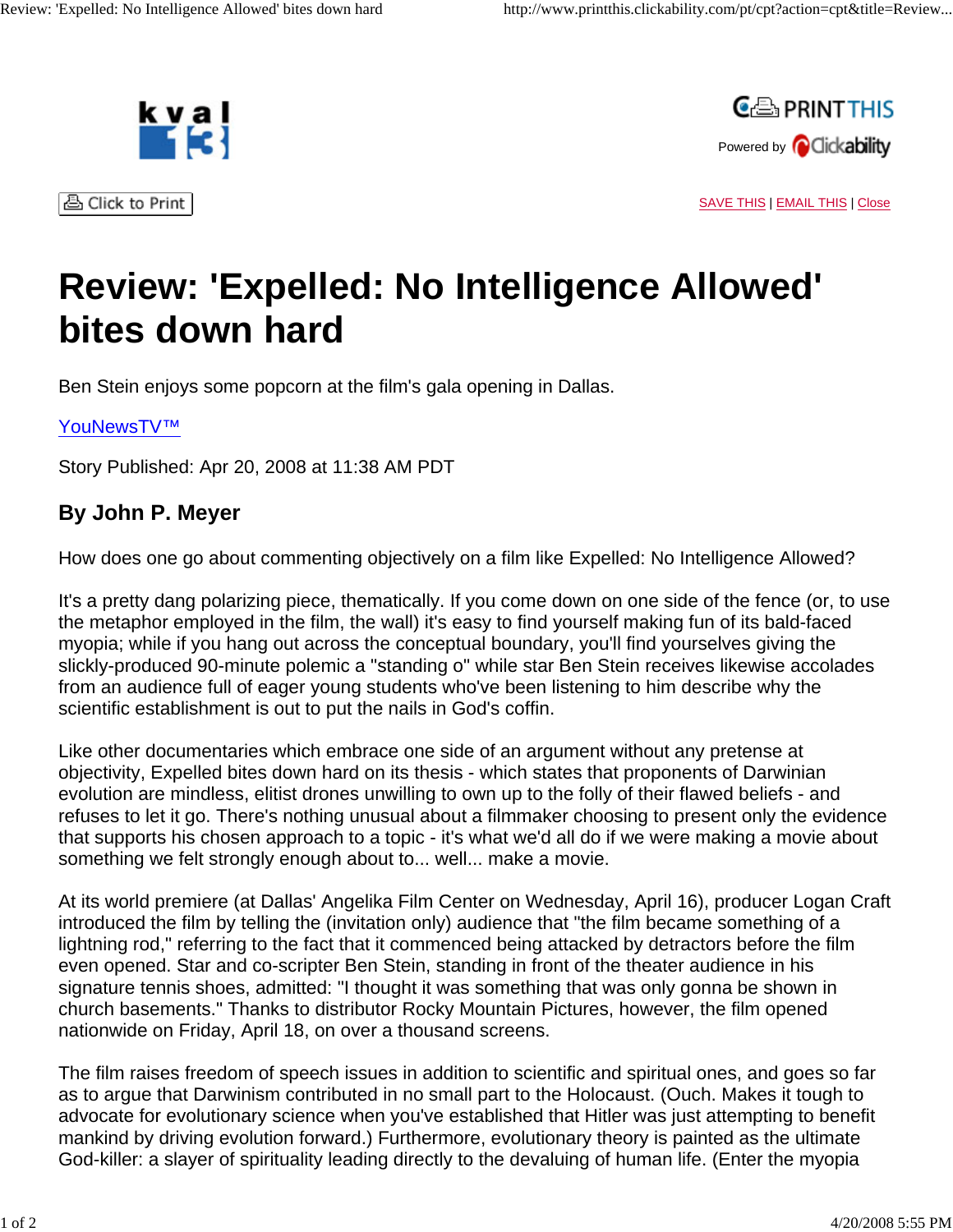# Review: 'Expelled: No Intelligence Allowed' bites down hard

Ben Stein enjoys some popcorn at the film's gala opening in Dallas.

YouNewsTV™

Story Published: Apr 20, 2008 at 11:38 AM PDT

## By John P. Meyer

How does one go about commenting objectively on a film like Expelled: No Intelligence Allowed?

It's a pretty dang polarizing piece, thematically. If you come down on one side of the fence (or, to use the metaphor employed in the film, the wall) it's easy to find yourself making fun of its bald-faced myopia; while if you hang out across the conceptual boundary, you'll find yourselves giving the slickly-produced 90-minute polemic a "standing o" while star Ben Stein receives likewise accolades from an audience full of eager young students who've been listening to him describe why the scientific establishment is out to put the nails in God's coffin.

Like other documentaries which embrace one side of an argument without any pretense at objectivity, Expelled bites down hard on its thesis - which states that proponents of Darwinian evolution are mindless, elitist drones unwilling to own up to the folly of their flawed beliefs - and refuses to let it go. There's nothing unusual about a filmmaker choosing to present only the evidence that supports his chosen approach to a topic - it's what we'd all do if we were making a movie about something we felt strongly enough about to... well... make a movie.

At its world premiere (at Dallas' Angelika Film Center on Wednesday, April 16), producer Logan Craft introduced the film by telling the (invitation only) audience that "the film became something of a lightning rod," referring to the fact that it commenced being attacked by detractors before the film even opened. Star and co-scripter Ben Stein, standing in front of the theater audience in his signature tennis shoes, admitted: "I thought it was something that was only gonna be shown in church basements." Thanks to distributor Rocky Mountain Pictures, however, the film opened nationwide on Friday, April 18, on over a thousand screens.

The film raises freedom of speech issues in addition to scientific and spiritual ones, and goes so far as to argue that Darwinism contributed in no small part to the Holocaust. (Ouch. Makes it tough to advocate for evolutionary science when you've established that Hitler was just attempting to benefit mankind by driving evolution forward.) Furthermore, evolutionary theory is painted as the ultimate God-killer: a slayer of spirituality leading directly to the devaluing of human life. (Enter the myopia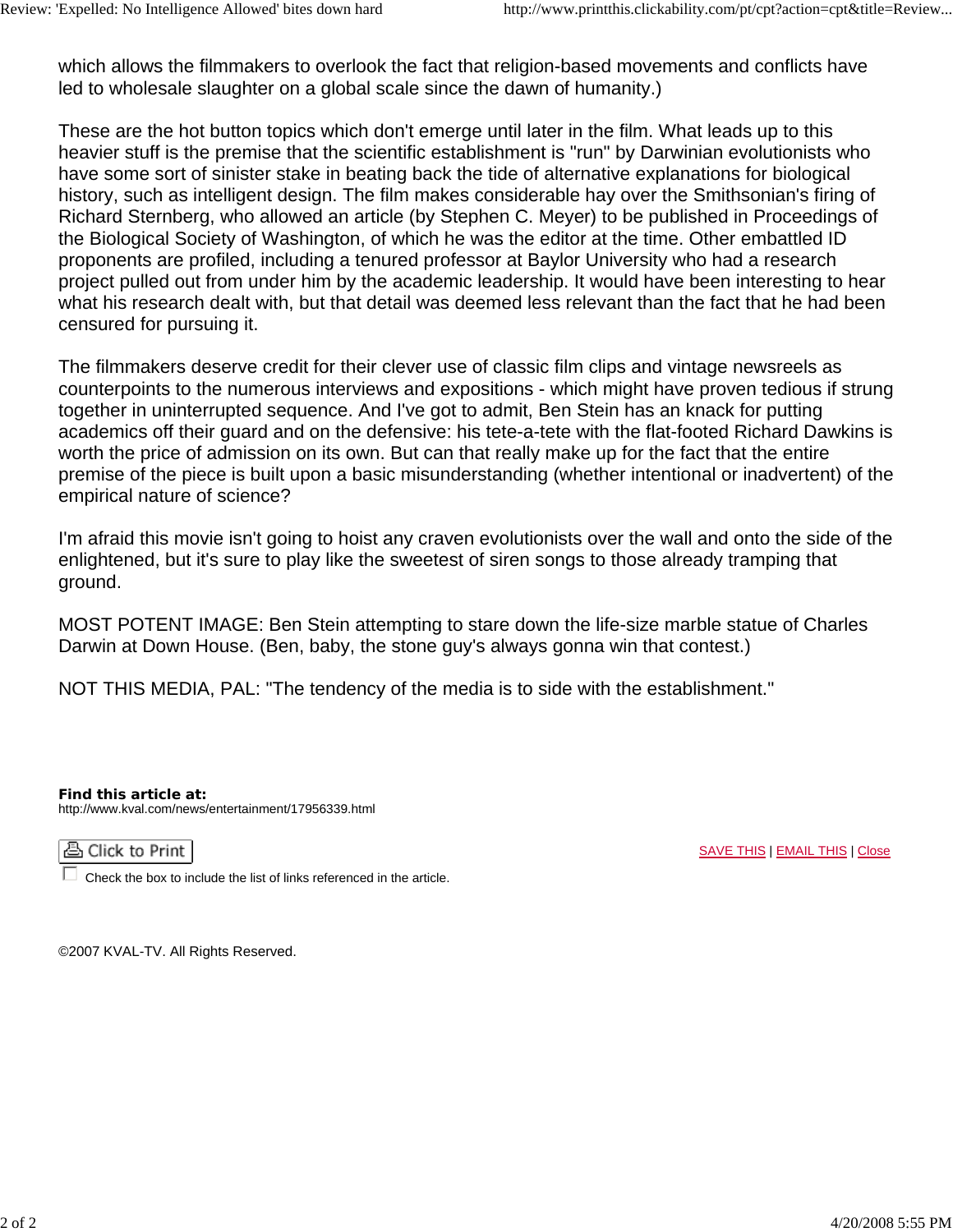which allows the filmmakers to overlook the fact that religion-based movements and conflicts have led to wholesale slaughter on a global scale since the dawn of humanity.)

These are the hot button topics which don't emerge until later in the film. What leads up to this heavier stuff is the premise that the scientific establishment is "run" by Darwinian evolutionists who have some sort of sinister stake in beating back the tide of alternative explanations for biological history, such as intelligent design. The film makes considerable hay over the Smithsonian's firing of Richard Sternberg, who allowed an article (by Stephen C. Meyer) to be published in Proceedings of the Biological Society of Washington, of which he was the editor at the time. Other embattled ID proponents are profiled, including a tenured professor at Baylor University who had a research project pulled out from under him by the academic leadership. It would have been interesting to hear what his research dealt with, but that detail was deemed less relevant than the fact that he had been censured for pursuing it.

The filmmakers deserve credit for their clever use of classic film clips and vintage newsreels as counterpoints to the numerous interviews and expositions - which might have proven tedious if strung together in uninterrupted sequence. And I've got to admit, Ben Stein has an knack for putting academics off their guard and on the defensive: his tete-a-tete with the flat-footed Richard Dawkins is worth the price of admission on its own. But can that really make up for the fact that the entire premise of the piece is built upon a basic misunderstanding (whether intentional or inadvertent) of the empirical nature of science?

I'm afraid this movie isn't going to hoist any craven evolutionists over the wall and onto the side of the enlightened, but it's sure to play like the sweetest of siren songs to those already tramping that ground.

MOST POTENT IMAGE: Ben Stein attempting to stare down the life-size marble statue of Charles Darwin at Down House. (Ben, baby, the stone guy's always gonna win that contest.)

NOT THIS MEDIA, PAL: "The tendency of the media is to side with the establishment."

**Find this article at:**
http://www.kval.com/news/entertainment/17956339.html

Click to Print

SAVE THIS | EMAIL THIS | Close

Check the box to include the list of links referenced in the article.

©2007 KVAL-TV. All Rights Reserved.